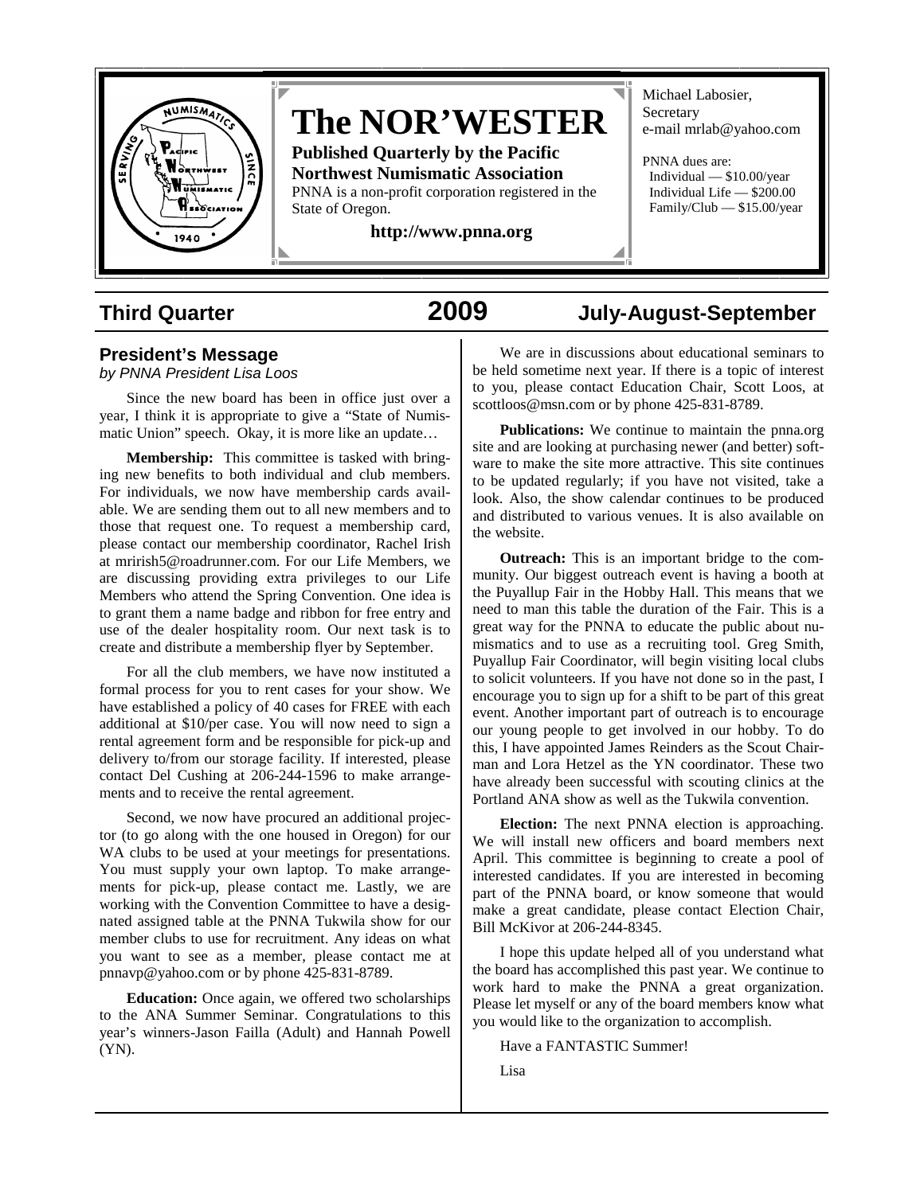# The NOR'WESTER

**Published Quarterly by the Pacific Northwest Numismatic Association**

PNNA is a non-profit corporation registered in the State of Oregon.

**http://www.pnna.org**

Michael Labosier, Secretary
e-mail mrlab@yahoo.com

PNNA dues are:
Individual — $10.00/year
Individual Life — $200.00
Family/Club — $15.00/year

**Third Quarter** **2009** **July-August-September**

## President's Message

*by PNNA President Lisa Loos*

Since the new board has been in office just over a year, I think it is appropriate to give a "State of Numismatic Union" speech. Okay, it is more like an update…

**Membership:** This committee is tasked with bringing new benefits to both individual and club members. For individuals, we now have membership cards available. We are sending them out to all new members and to those that request one. To request a membership card, please contact our membership coordinator, Rachel Irish at mrirish5@roadrunner.com. For our Life Members, we are discussing providing extra privileges to our Life Members who attend the Spring Convention. One idea is to grant them a name badge and ribbon for free entry and use of the dealer hospitality room. Our next task is to create and distribute a membership flyer by September.

For all the club members, we have now instituted a formal process for you to rent cases for your show. We have established a policy of 40 cases for FREE with each additional at $10/per case. You will now need to sign a rental agreement form and be responsible for pick-up and delivery to/from our storage facility. If interested, please contact Del Cushing at 206-244-1596 to make arrangements and to receive the rental agreement.

Second, we now have procured an additional projector (to go along with the one housed in Oregon) for our WA clubs to be used at your meetings for presentations. You must supply your own laptop. To make arrangements for pick-up, please contact me. Lastly, we are working with the Convention Committee to have a designated assigned table at the PNNA Tukwila show for our member clubs to use for recruitment. Any ideas on what you want to see as a member, please contact me at pnnavp@yahoo.com or by phone 425-831-8789.

**Education:** Once again, we offered two scholarships to the ANA Summer Seminar. Congratulations to this year's winners-Jason Failla (Adult) and Hannah Powell (YN).

We are in discussions about educational seminars to be held sometime next year. If there is a topic of interest to you, please contact Education Chair, Scott Loos, at scottloos@msn.com or by phone 425-831-8789.

**Publications:** We continue to maintain the pnna.org site and are looking at purchasing newer (and better) software to make the site more attractive. This site continues to be updated regularly; if you have not visited, take a look. Also, the show calendar continues to be produced and distributed to various venues. It is also available on the website.

**Outreach:** This is an important bridge to the community. Our biggest outreach event is having a booth at the Puyallup Fair in the Hobby Hall. This means that we need to man this table the duration of the Fair. This is a great way for the PNNA to educate the public about numismatics and to use as a recruiting tool. Greg Smith, Puyallup Fair Coordinator, will begin visiting local clubs to solicit volunteers. If you have not done so in the past, I encourage you to sign up for a shift to be part of this great event. Another important part of outreach is to encourage our young people to get involved in our hobby. To do this, I have appointed James Reinders as the Scout Chairman and Lora Hetzel as the YN coordinator. These two have already been successful with scouting clinics at the Portland ANA show as well as the Tukwila convention.

**Election:** The next PNNA election is approaching. We will install new officers and board members next April. This committee is beginning to create a pool of interested candidates. If you are interested in becoming part of the PNNA board, or know someone that would make a great candidate, please contact Election Chair, Bill McKivor at 206-244-8345.

I hope this update helped all of you understand what the board has accomplished this past year. We continue to work hard to make the PNNA a great organization. Please let myself or any of the board members know what you would like to the organization to accomplish.

Have a FANTASTIC Summer!

Lisa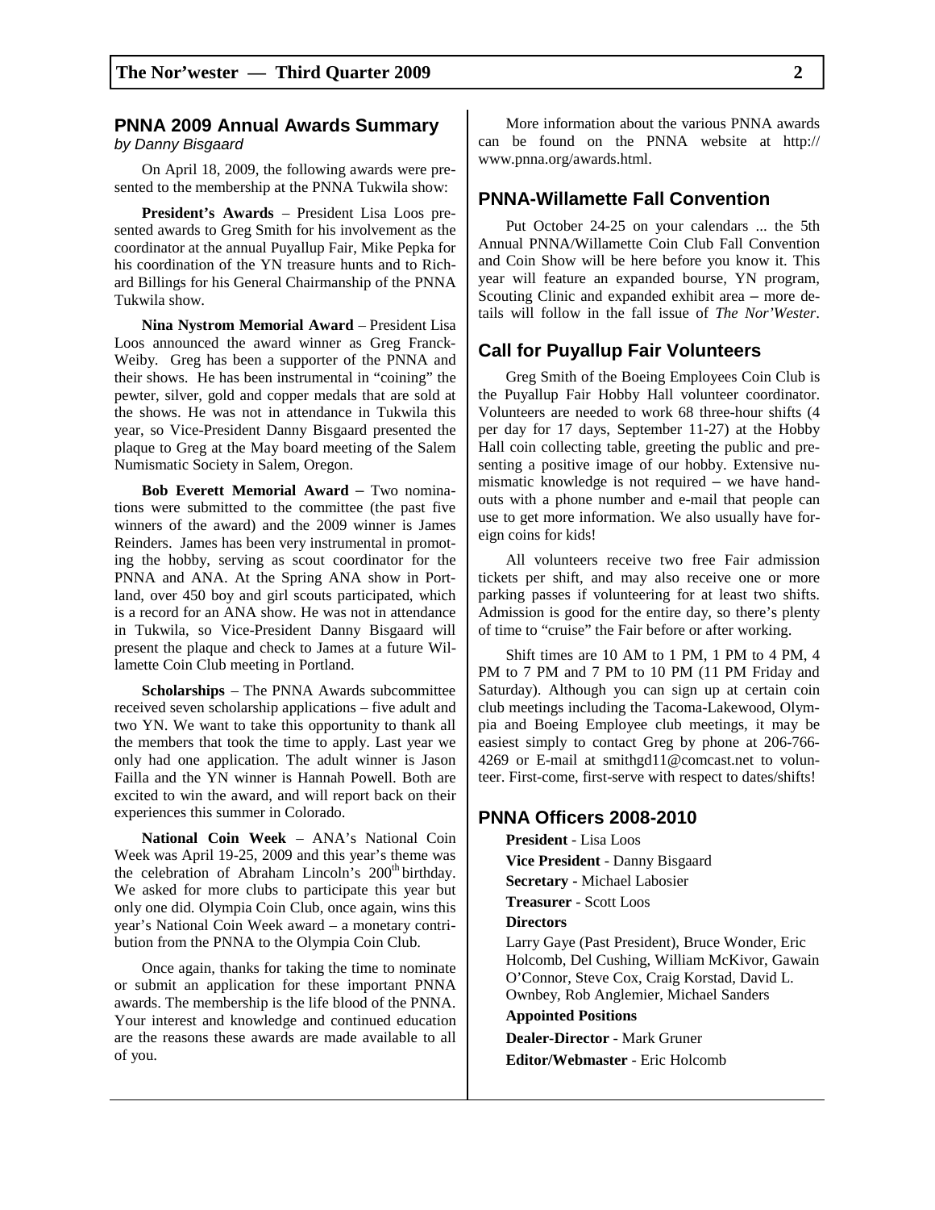## PNNA 2009 Annual Awards Summary

*by Danny Bisgaard*

On April 18, 2009, the following awards were presented to the membership at the PNNA Tukwila show:

**President's Awards** – President Lisa Loos presented awards to Greg Smith for his involvement as the coordinator at the annual Puyallup Fair, Mike Pepka for his coordination of the YN treasure hunts and to Richard Billings for his General Chairmanship of the PNNA Tukwila show.

**Nina Nystrom Memorial Award** – President Lisa Loos announced the award winner as Greg Franck-Weiby. Greg has been a supporter of the PNNA and their shows. He has been instrumental in "coining" the pewter, silver, gold and copper medals that are sold at the shows. He was not in attendance in Tukwila this year, so Vice-President Danny Bisgaard presented the plaque to Greg at the May board meeting of the Salem Numismatic Society in Salem, Oregon.

**Bob Everett Memorial Award** – Two nominations were submitted to the committee (the past five winners of the award) and the 2009 winner is James Reinders. James has been very instrumental in promoting the hobby, serving as scout coordinator for the PNNA and ANA. At the Spring ANA show in Portland, over 450 boy and girl scouts participated, which is a record for an ANA show. He was not in attendance in Tukwila, so Vice-President Danny Bisgaard will present the plaque and check to James at a future Willamette Coin Club meeting in Portland.

**Scholarships** – The PNNA Awards subcommittee received seven scholarship applications – five adult and two YN. We want to take this opportunity to thank all the members that took the time to apply. Last year we only had one application. The adult winner is Jason Failla and the YN winner is Hannah Powell. Both are excited to win the award, and will report back on their experiences this summer in Colorado.

**National Coin Week** – ANA's National Coin Week was April 19-25, 2009 and this year's theme was the celebration of Abraham Lincoln's 200th birthday. We asked for more clubs to participate this year but only one did. Olympia Coin Club, once again, wins this year's National Coin Week award – a monetary contribution from the PNNA to the Olympia Coin Club.

Once again, thanks for taking the time to nominate or submit an application for these important PNNA awards. The membership is the life blood of the PNNA. Your interest and knowledge and continued education are the reasons these awards are made available to all of you.

More information about the various PNNA awards can be found on the PNNA website at http://www.pnna.org/awards.html.

## PNNA-Willamette Fall Convention

Put October 24-25 on your calendars ... the 5th Annual PNNA/Willamette Coin Club Fall Convention and Coin Show will be here before you know it. This year will feature an expanded bourse, YN program, Scouting Clinic and expanded exhibit area – more details will follow in the fall issue of *The Nor'Wester*.

## Call for Puyallup Fair Volunteers

Greg Smith of the Boeing Employees Coin Club is the Puyallup Fair Hobby Hall volunteer coordinator. Volunteers are needed to work 68 three-hour shifts (4 per day for 17 days, September 11-27) at the Hobby Hall coin collecting table, greeting the public and presenting a positive image of our hobby. Extensive numismatic knowledge is not required – we have handouts with a phone number and e-mail that people can use to get more information. We also usually have foreign coins for kids!

All volunteers receive two free Fair admission tickets per shift, and may also receive one or more parking passes if volunteering for at least two shifts. Admission is good for the entire day, so there's plenty of time to "cruise" the Fair before or after working.

Shift times are 10 AM to 1 PM, 1 PM to 4 PM, 4 PM to 7 PM and 7 PM to 10 PM (11 PM Friday and Saturday). Although you can sign up at certain coin club meetings including the Tacoma-Lakewood, Olympia and Boeing Employee club meetings, it may be easiest simply to contact Greg by phone at 206-766-4269 or E-mail at smithgd11@comcast.net to volunteer. First-come, first-serve with respect to dates/shifts!

## PNNA Officers 2008-2010

**President** - Lisa Loos

**Vice President** - Danny Bisgaard

**Secretary -** Michael Labosier

**Treasurer** - Scott Loos

**Directors**

Larry Gaye (Past President), Bruce Wonder, Eric Holcomb, Del Cushing, William McKivor, Gawain O'Connor, Steve Cox, Craig Korstad, David L. Ownbey, Rob Anglemier, Michael Sanders

**Appointed Positions**

**Dealer-Director** - Mark Gruner

**Editor/Webmaster** - Eric Holcomb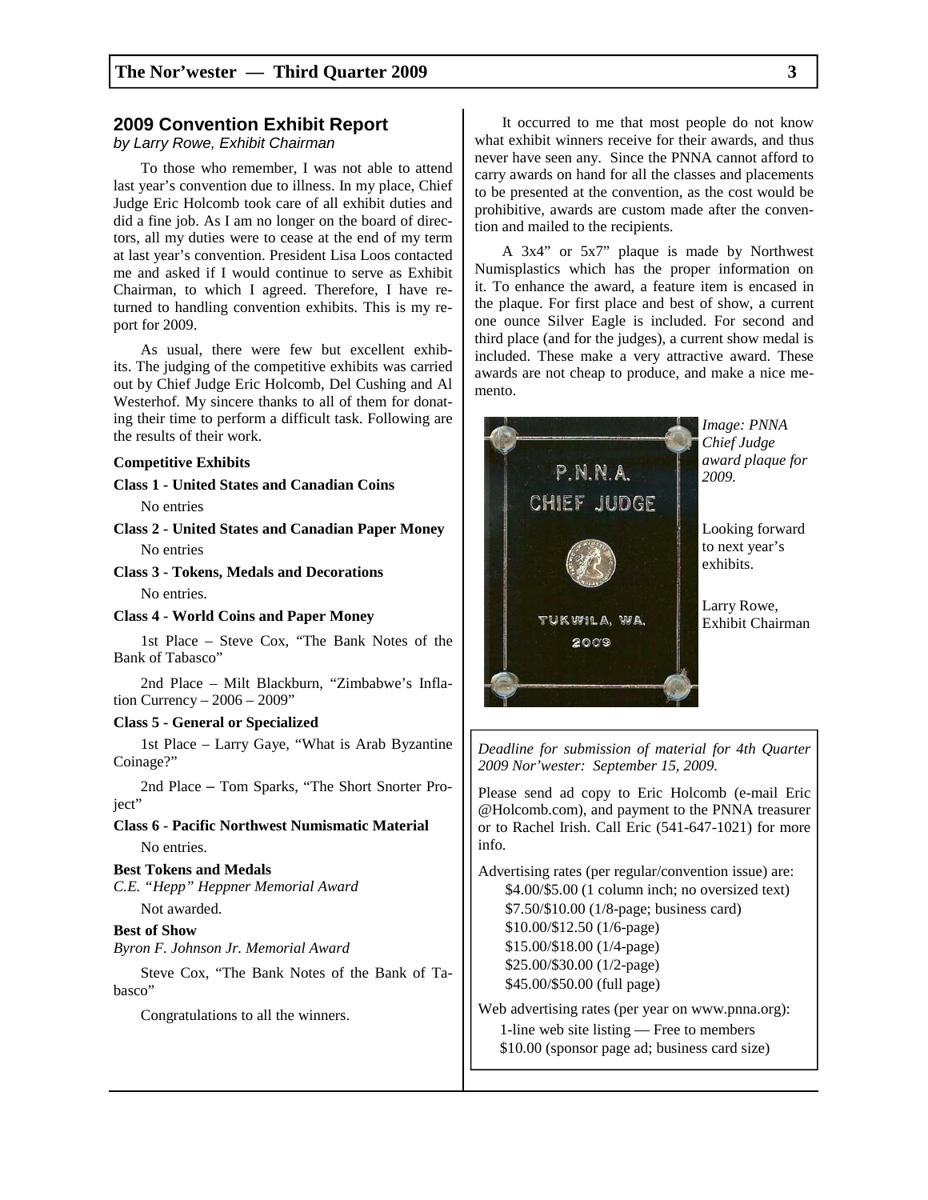## 2009 Convention Exhibit Report

*by Larry Rowe, Exhibit Chairman*

To those who remember, I was not able to attend last year's convention due to illness. In my place, Chief Judge Eric Holcomb took care of all exhibit duties and did a fine job. As I am no longer on the board of directors, all my duties were to cease at the end of my term at last year's convention. President Lisa Loos contacted me and asked if I would continue to serve as Exhibit Chairman, to which I agreed. Therefore, I have returned to handling convention exhibits. This is my report for 2009.

As usual, there were few but excellent exhibits. The judging of the competitive exhibits was carried out by Chief Judge Eric Holcomb, Del Cushing and Al Westerhof. My sincere thanks to all of them for donating their time to perform a difficult task. Following are the results of their work.

**Competitive Exhibits**

**Class 1 - United States and Canadian Coins**

No entries

**Class 2 - United States and Canadian Paper Money**

No entries

**Class 3 - Tokens, Medals and Decorations**

No entries.

**Class 4 - World Coins and Paper Money**

1st Place – Steve Cox, "The Bank Notes of the Bank of Tabasco"

2nd Place – Milt Blackburn, "Zimbabwe's Inflation Currency – 2006 – 2009"

**Class 5 - General or Specialized**

1st Place – Larry Gaye, "What is Arab Byzantine Coinage?"

2nd Place – Tom Sparks, "The Short Snorter Project"

**Class 6 - Pacific Northwest Numismatic Material**

No entries.

**Best Tokens and Medals**

*C.E. "Hepp" Heppner Memorial Award*

Not awarded.

**Best of Show**

*Byron F. Johnson Jr. Memorial Award*

Steve Cox, "The Bank Notes of the Bank of Tabasco"

Congratulations to all the winners.

It occurred to me that most people do not know what exhibit winners receive for their awards, and thus never have seen any. Since the PNNA cannot afford to carry awards on hand for all the classes and placements to be presented at the convention, as the cost would be prohibitive, awards are custom made after the convention and mailed to the recipients.

A 3x4" or 5x7" plaque is made by Northwest Numisplastics which has the proper information on it. To enhance the award, a feature item is encased in the plaque. For first place and best of show, a current one ounce Silver Eagle is included. For second and third place (and for the judges), a current show medal is included. These make a very attractive award. These awards are not cheap to produce, and make a nice memento.

*Image: PNNA Chief Judge award plaque for 2009.*

Looking forward to next year's exhibits.

Larry Rowe,
Exhibit Chairman

---

*Deadline for submission of material for 4th Quarter 2009 Nor'wester: September 15, 2009.*

Please send ad copy to Eric Holcomb (e-mail Eric@Holcomb.com), and payment to the PNNA treasurer or to Rachel Irish. Call Eric (541-647-1021) for more info.

Advertising rates (per regular/convention issue) are:

- $4.00/$5.00 (1 column inch; no oversized text)
- $7.50/$10.00 (1/8-page; business card)
- $10.00/$12.50 (1/6-page)
- $15.00/$18.00 (1/4-page)
- $25.00/$30.00 (1/2-page)
- $45.00/$50.00 (full page)

Web advertising rates (per year on www.pnna.org):

- 1-line web site listing — Free to members
- $10.00 (sponsor page ad; business card size)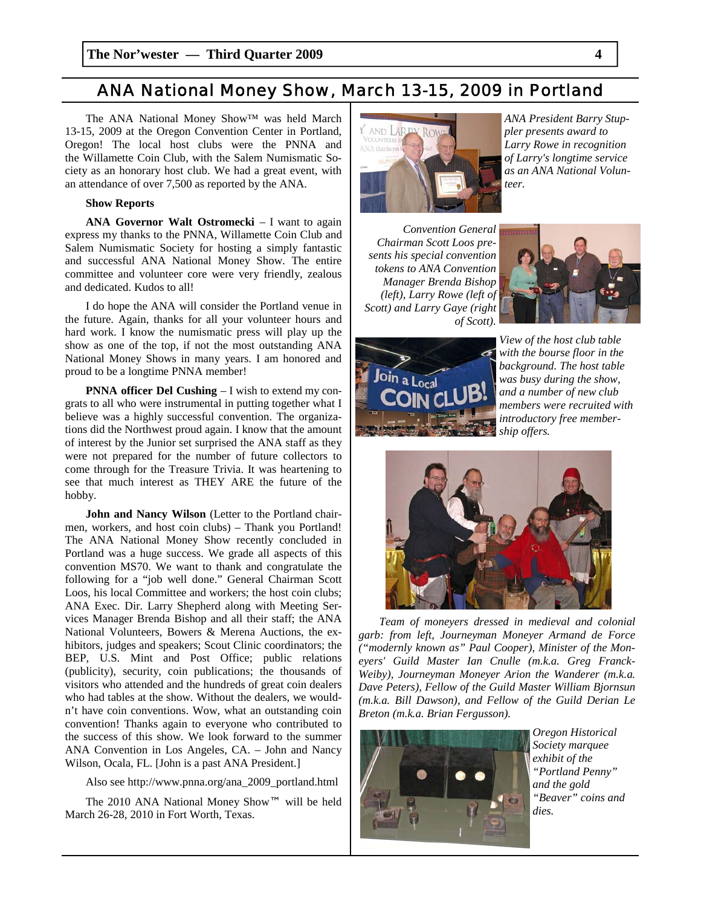# ANA National Money Show, March 13-15, 2009 in Portland

The ANA National Money Show™ was held March 13-15, 2009 at the Oregon Convention Center in Portland, Oregon! The local host clubs were the PNNA and the Willamette Coin Club, with the Salem Numismatic Society as an honorary host club. We had a great event, with an attendance of over 7,500 as reported by the ANA.

**Show Reports**

**ANA Governor Walt Ostromecki** – I want to again express my thanks to the PNNA, Willamette Coin Club and Salem Numismatic Society for hosting a simply fantastic and successful ANA National Money Show. The entire committee and volunteer core were very friendly, zealous and dedicated. Kudos to all!

I do hope the ANA will consider the Portland venue in the future. Again, thanks for all your volunteer hours and hard work. I know the numismatic press will play up the show as one of the top, if not the most outstanding ANA National Money Shows in many years. I am honored and proud to be a longtime PNNA member!

**PNNA officer Del Cushing** – I wish to extend my congrats to all who were instrumental in putting together what I believe was a highly successful convention. The organizations did the Northwest proud again. I know that the amount of interest by the Junior set surprised the ANA staff as they were not prepared for the number of future collectors to come through for the Treasure Trivia. It was heartening to see that much interest as THEY ARE the future of the hobby.

**John and Nancy Wilson** (Letter to the Portland chairmen, workers, and host coin clubs) – Thank you Portland! The ANA National Money Show recently concluded in Portland was a huge success. We grade all aspects of this convention MS70. We want to thank and congratulate the following for a "job well done." General Chairman Scott Loos, his local Committee and workers; the host coin clubs; ANA Exec. Dir. Larry Shepherd along with Meeting Services Manager Brenda Bishop and all their staff; the ANA National Volunteers, Bowers & Merena Auctions, the exhibitors, judges and speakers; Scout Clinic coordinators; the BEP, U.S. Mint and Post Office; public relations (publicity), security, coin publications; the thousands of visitors who attended and the hundreds of great coin dealers who had tables at the show. Without the dealers, we wouldn't have coin conventions. Wow, what an outstanding coin convention! Thanks again to everyone who contributed to the success of this show. We look forward to the summer ANA Convention in Los Angeles, CA. – John and Nancy Wilson, Ocala, FL. [John is a past ANA President.]

Also see http://www.pnna.org/ana_2009_portland.html

The 2010 ANA National Money Show™ will be held March 26-28, 2010 in Fort Worth, Texas.

*ANA President Barry Stuppler presents award to Larry Rowe in recognition of Larry's longtime service as an ANA National Volunteer.*

*Convention General Chairman Scott Loos presents his special convention tokens to ANA Convention Manager Brenda Bishop (left), Larry Rowe (left of Scott) and Larry Gaye (right of Scott).*

*View of the host club table with the bourse floor in the background. The host table was busy during the show, and a number of new club members were recruited with introductory free membership offers.*

*Team of moneyers dressed in medieval and colonial garb: from left, Journeyman Moneyer Armand de Force ("modernly known as" Paul Cooper), Minister of the Moneyers' Guild Master Ian Cnulle (m.k.a. Greg Franck-Weiby), Journeyman Moneyer Arion the Wanderer (m.k.a. Dave Peters), Fellow of the Guild Master William Bjornsun (m.k.a. Bill Dawson), and Fellow of the Guild Derian Le Breton (m.k.a. Brian Fergusson).*

*Oregon Historical Society marquee exhibit of the "Portland Penny" and the gold "Beaver" coins and dies.*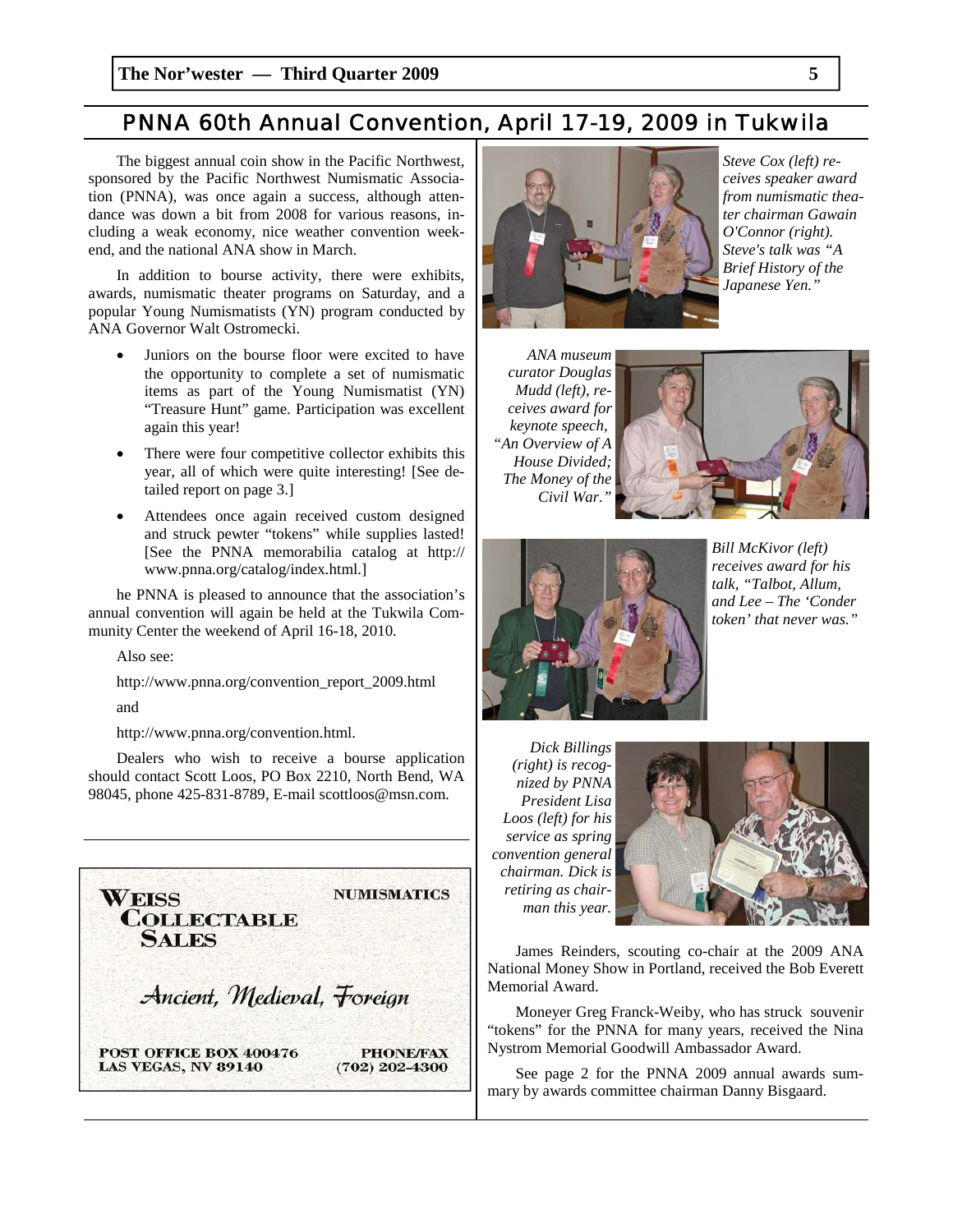## PNNA 60th Annual Convention, April 17-19, 2009 in Tukwila

The biggest annual coin show in the Pacific Northwest, sponsored by the Pacific Northwest Numismatic Association (PNNA), was once again a success, although attendance was down a bit from 2008 for various reasons, including a weak economy, nice weather convention weekend, and the national ANA show in March.

In addition to bourse activity, there were exhibits, awards, numismatic theater programs on Saturday, and a popular Young Numismatists (YN) program conducted by ANA Governor Walt Ostromecki.

- Juniors on the bourse floor were excited to have the opportunity to complete a set of numismatic items as part of the Young Numismatist (YN) "Treasure Hunt" game. Participation was excellent again this year!
- There were four competitive collector exhibits this year, all of which were quite interesting! [See detailed report on page 3.]
- Attendees once again received custom designed and struck pewter "tokens" while supplies lasted! [See the PNNA memorabilia catalog at http://www.pnna.org/catalog/index.html.]

he PNNA is pleased to announce that the association's annual convention will again be held at the Tukwila Community Center the weekend of April 16-18, 2010.

Also see:

http://www.pnna.org/convention_report_2009.html

and

http://www.pnna.org/convention.html.

Dealers who wish to receive a bourse application should contact Scott Loos, PO Box 2210, North Bend, WA 98045, phone 425-831-8789, E-mail scottloos@msn.com.

**WEISS COLLECTABLE SALES** — **NUMISMATICS**

*Ancient, Medieval, Foreign*

**POST OFFICE BOX 400476**
**LAS VEGAS, NV 89140**

**PHONE/FAX**
**(702) 202-4300**

*Steve Cox (left) receives speaker award from numismatic theater chairman Gawain O'Connor (right). Steve's talk was "A Brief History of the Japanese Yen."*

*ANA museum curator Douglas Mudd (left), receives award for keynote speech, "An Overview of A House Divided; The Money of the Civil War."*

*Bill McKivor (left) receives award for his talk, "Talbot, Allum, and Lee – The 'Conder token' that never was."*

*Dick Billings (right) is recognized by PNNA President Lisa Loos (left) for his service as spring convention general chairman. Dick is retiring as chairman this year.*

James Reinders, scouting co-chair at the 2009 ANA National Money Show in Portland, received the Bob Everett Memorial Award.

Moneyer Greg Franck-Weiby, who has struck souvenir "tokens" for the PNNA for many years, received the Nina Nystrom Memorial Goodwill Ambassador Award.

See page 2 for the PNNA 2009 annual awards summary by awards committee chairman Danny Bisgaard.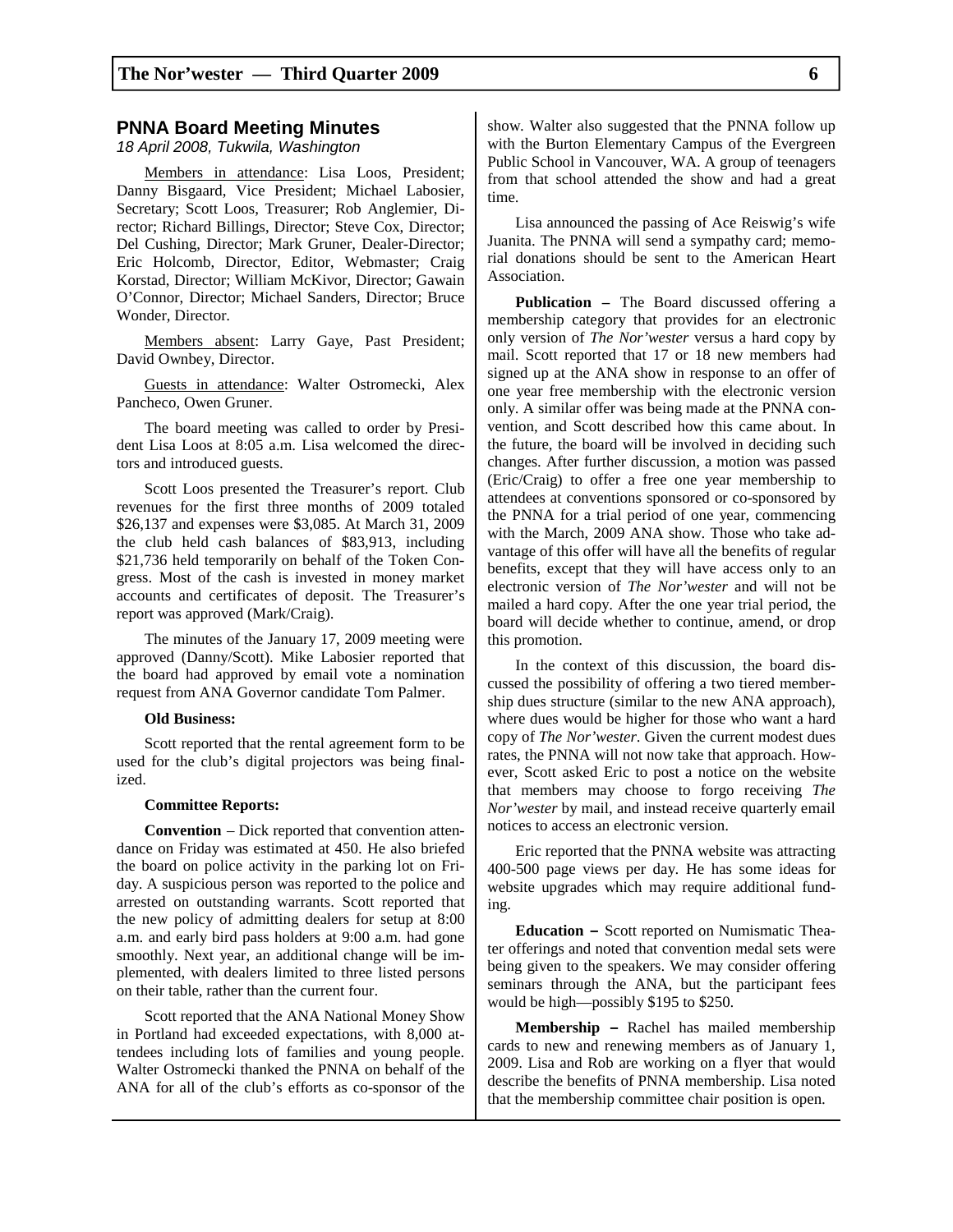## PNNA Board Meeting Minutes

*18 April 2008, Tukwila, Washington*

Members in attendance: Lisa Loos, President; Danny Bisgaard, Vice President; Michael Labosier, Secretary; Scott Loos, Treasurer; Rob Anglemier, Director; Richard Billings, Director; Steve Cox, Director; Del Cushing, Director; Mark Gruner, Dealer-Director; Eric Holcomb, Director, Editor, Webmaster; Craig Korstad, Director; William McKivor, Director; Gawain O'Connor, Director; Michael Sanders, Director; Bruce Wonder, Director.

Members absent: Larry Gaye, Past President; David Ownbey, Director.

Guests in attendance: Walter Ostromecki, Alex Pancheco, Owen Gruner.

The board meeting was called to order by President Lisa Loos at 8:05 a.m. Lisa welcomed the directors and introduced guests.

Scott Loos presented the Treasurer's report. Club revenues for the first three months of 2009 totaled $26,137 and expenses were $3,085. At March 31, 2009 the club held cash balances of $83,913, including $21,736 held temporarily on behalf of the Token Congress. Most of the cash is invested in money market accounts and certificates of deposit. The Treasurer's report was approved (Mark/Craig).

The minutes of the January 17, 2009 meeting were approved (Danny/Scott). Mike Labosier reported that the board had approved by email vote a nomination request from ANA Governor candidate Tom Palmer.

**Old Business:**

Scott reported that the rental agreement form to be used for the club's digital projectors was being finalized.

**Committee Reports:**

**Convention** – Dick reported that convention attendance on Friday was estimated at 450. He also briefed the board on police activity in the parking lot on Friday. A suspicious person was reported to the police and arrested on outstanding warrants. Scott reported that the new policy of admitting dealers for setup at 8:00 a.m. and early bird pass holders at 9:00 a.m. had gone smoothly. Next year, an additional change will be implemented, with dealers limited to three listed persons on their table, rather than the current four.

Scott reported that the ANA National Money Show in Portland had exceeded expectations, with 8,000 attendees including lots of families and young people. Walter Ostromecki thanked the PNNA on behalf of the ANA for all of the club's efforts as co-sponsor of the show. Walter also suggested that the PNNA follow up with the Burton Elementary Campus of the Evergreen Public School in Vancouver, WA. A group of teenagers from that school attended the show and had a great time.

Lisa announced the passing of Ace Reiswig's wife Juanita. The PNNA will send a sympathy card; memorial donations should be sent to the American Heart Association.

**Publication –** The Board discussed offering a membership category that provides for an electronic only version of *The Nor'wester* versus a hard copy by mail. Scott reported that 17 or 18 new members had signed up at the ANA show in response to an offer of one year free membership with the electronic version only. A similar offer was being made at the PNNA convention, and Scott described how this came about. In the future, the board will be involved in deciding such changes. After further discussion, a motion was passed (Eric/Craig) to offer a free one year membership to attendees at conventions sponsored or co-sponsored by the PNNA for a trial period of one year, commencing with the March, 2009 ANA show. Those who take advantage of this offer will have all the benefits of regular benefits, except that they will have access only to an electronic version of *The Nor'wester* and will not be mailed a hard copy. After the one year trial period, the board will decide whether to continue, amend, or drop this promotion.

In the context of this discussion, the board discussed the possibility of offering a two tiered membership dues structure (similar to the new ANA approach), where dues would be higher for those who want a hard copy of *The Nor'wester*. Given the current modest dues rates, the PNNA will not now take that approach. However, Scott asked Eric to post a notice on the website that members may choose to forgo receiving *The Nor'wester* by mail, and instead receive quarterly email notices to access an electronic version.

Eric reported that the PNNA website was attracting 400-500 page views per day. He has some ideas for website upgrades which may require additional funding.

**Education –** Scott reported on Numismatic Theater offerings and noted that convention medal sets were being given to the speakers. We may consider offering seminars through the ANA, but the participant fees would be high—possibly $195 to $250.

**Membership –** Rachel has mailed membership cards to new and renewing members as of January 1, 2009. Lisa and Rob are working on a flyer that would describe the benefits of PNNA membership. Lisa noted that the membership committee chair position is open.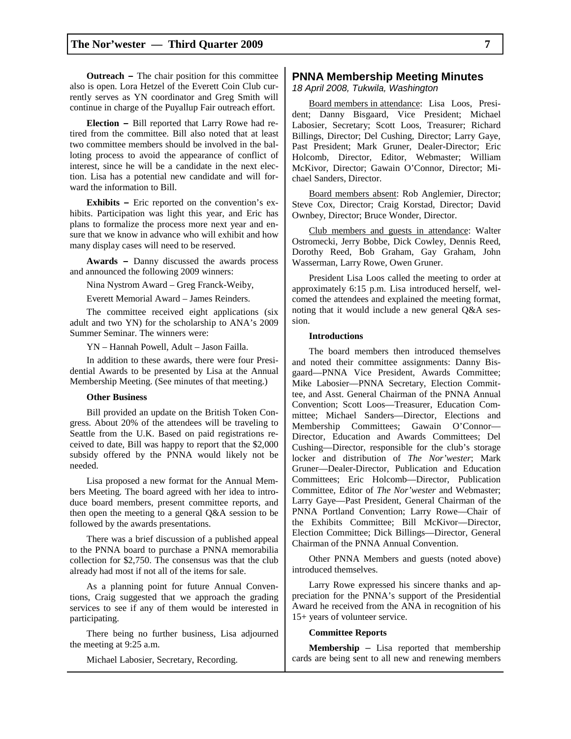**Outreach –** The chair position for this committee also is open. Lora Hetzel of the Everett Coin Club currently serves as YN coordinator and Greg Smith will continue in charge of the Puyallup Fair outreach effort.

**Election –** Bill reported that Larry Rowe had retired from the committee. Bill also noted that at least two committee members should be involved in the balloting process to avoid the appearance of conflict of interest, since he will be a candidate in the next election. Lisa has a potential new candidate and will forward the information to Bill.

**Exhibits –** Eric reported on the convention's exhibits. Participation was light this year, and Eric has plans to formalize the process more next year and ensure that we know in advance who will exhibit and how many display cases will need to be reserved.

**Awards –** Danny discussed the awards process and announced the following 2009 winners:

Nina Nystrom Award – Greg Franck-Weiby,

Everett Memorial Award – James Reinders.

The committee received eight applications (six adult and two YN) for the scholarship to ANA's 2009 Summer Seminar. The winners were:

YN – Hannah Powell, Adult – Jason Failla.

In addition to these awards, there were four Presidential Awards to be presented by Lisa at the Annual Membership Meeting. (See minutes of that meeting.)

**Other Business**

Bill provided an update on the British Token Congress. About 20% of the attendees will be traveling to Seattle from the U.K. Based on paid registrations received to date, Bill was happy to report that the $2,000 subsidy offered by the PNNA would likely not be needed.

Lisa proposed a new format for the Annual Members Meeting. The board agreed with her idea to introduce board members, present committee reports, and then open the meeting to a general Q&A session to be followed by the awards presentations.

There was a brief discussion of a published appeal to the PNNA board to purchase a PNNA memorabilia collection for $2,750. The consensus was that the club already had most if not all of the items for sale.

As a planning point for future Annual Conventions, Craig suggested that we approach the grading services to see if any of them would be interested in participating.

There being no further business, Lisa adjourned the meeting at 9:25 a.m.

Michael Labosier, Secretary, Recording.

## PNNA Membership Meeting Minutes

*18 April 2008, Tukwila, Washington*

Board members in attendance: Lisa Loos, President; Danny Bisgaard, Vice President; Michael Labosier, Secretary; Scott Loos, Treasurer; Richard Billings, Director; Del Cushing, Director; Larry Gaye, Past President; Mark Gruner, Dealer-Director; Eric Holcomb, Director, Editor, Webmaster; William McKivor, Director; Gawain O'Connor, Director; Michael Sanders, Director.

Board members absent: Rob Anglemier, Director; Steve Cox, Director; Craig Korstad, Director; David Ownbey, Director; Bruce Wonder, Director.

Club members and guests in attendance: Walter Ostromecki, Jerry Bobbe, Dick Cowley, Dennis Reed, Dorothy Reed, Bob Graham, Gay Graham, John Wasserman, Larry Rowe, Owen Gruner.

President Lisa Loos called the meeting to order at approximately 6:15 p.m. Lisa introduced herself, welcomed the attendees and explained the meeting format, noting that it would include a new general Q&A session.

**Introductions**

The board members then introduced themselves and noted their committee assignments: Danny Bisgaard—PNNA Vice President, Awards Committee; Mike Labosier—PNNA Secretary, Election Committee, and Asst. General Chairman of the PNNA Annual Convention; Scott Loos—Treasurer, Education Committee; Michael Sanders—Director, Elections and Membership Committees; Gawain O'Connor—Director, Education and Awards Committees; Del Cushing—Director, responsible for the club's storage locker and distribution of *The Nor'wester*; Mark Gruner—Dealer-Director, Publication and Education Committees; Eric Holcomb—Director, Publication Committee, Editor of *The Nor'wester* and Webmaster; Larry Gaye—Past President, General Chairman of the PNNA Portland Convention; Larry Rowe—Chair of the Exhibits Committee; Bill McKivor—Director, Election Committee; Dick Billings—Director, General Chairman of the PNNA Annual Convention.

Other PNNA Members and guests (noted above) introduced themselves.

Larry Rowe expressed his sincere thanks and appreciation for the PNNA's support of the Presidential Award he received from the ANA in recognition of his 15+ years of volunteer service.

**Committee Reports**

**Membership –** Lisa reported that membership cards are being sent to all new and renewing members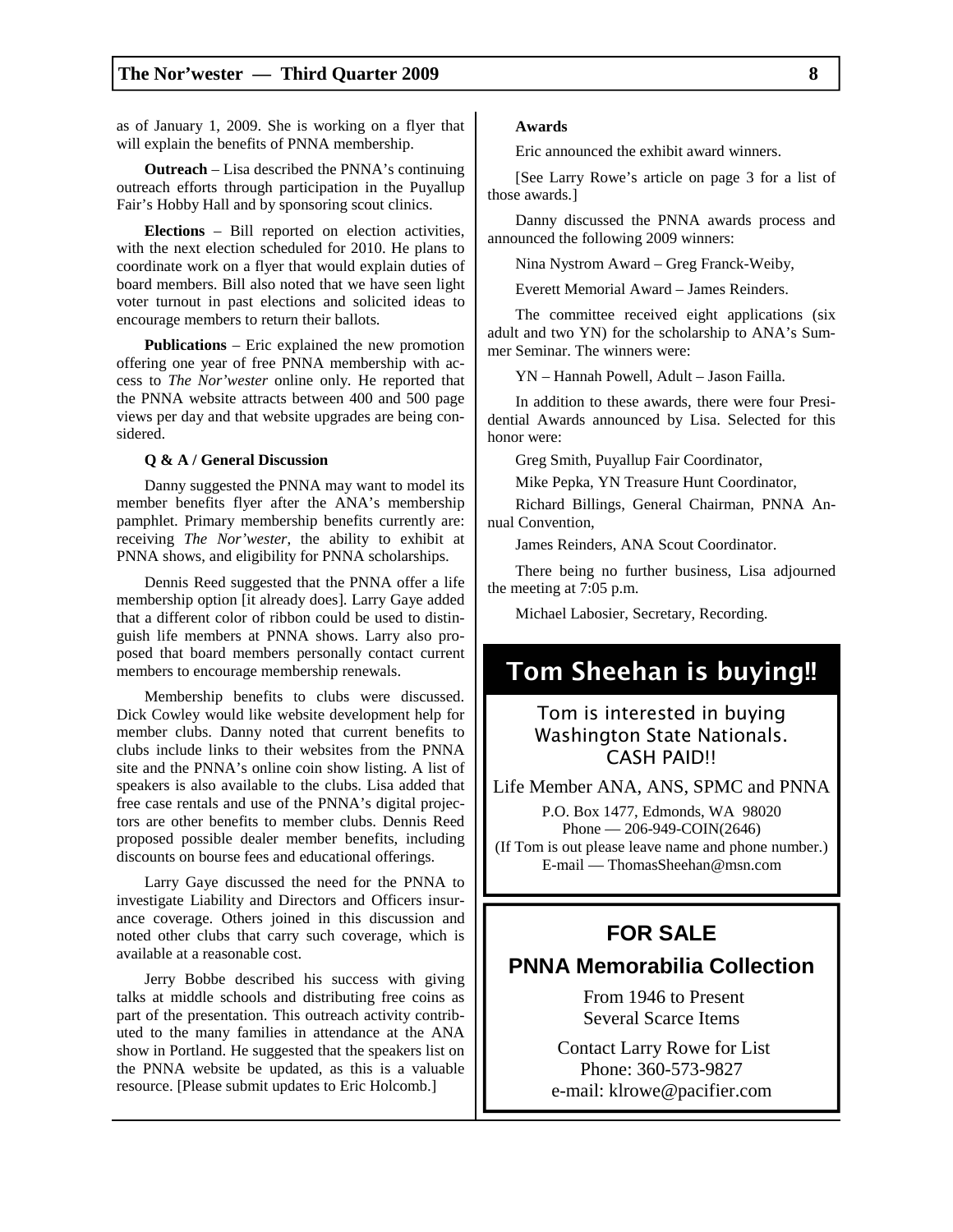as of January 1, 2009. She is working on a flyer that will explain the benefits of PNNA membership.

**Outreach** – Lisa described the PNNA's continuing outreach efforts through participation in the Puyallup Fair's Hobby Hall and by sponsoring scout clinics.

**Elections** – Bill reported on election activities, with the next election scheduled for 2010. He plans to coordinate work on a flyer that would explain duties of board members. Bill also noted that we have seen light voter turnout in past elections and solicited ideas to encourage members to return their ballots.

**Publications** – Eric explained the new promotion offering one year of free PNNA membership with access to *The Nor'wester* online only. He reported that the PNNA website attracts between 400 and 500 page views per day and that website upgrades are being considered.

**Q & A / General Discussion**

Danny suggested the PNNA may want to model its member benefits flyer after the ANA's membership pamphlet. Primary membership benefits currently are: receiving *The Nor'wester*, the ability to exhibit at PNNA shows, and eligibility for PNNA scholarships.

Dennis Reed suggested that the PNNA offer a life membership option [it already does]. Larry Gaye added that a different color of ribbon could be used to distinguish life members at PNNA shows. Larry also proposed that board members personally contact current members to encourage membership renewals.

Membership benefits to clubs were discussed. Dick Cowley would like website development help for member clubs. Danny noted that current benefits to clubs include links to their websites from the PNNA site and the PNNA's online coin show listing. A list of speakers is also available to the clubs. Lisa added that free case rentals and use of the PNNA's digital projectors are other benefits to member clubs. Dennis Reed proposed possible dealer member benefits, including discounts on bourse fees and educational offerings.

Larry Gaye discussed the need for the PNNA to investigate Liability and Directors and Officers insurance coverage. Others joined in this discussion and noted other clubs that carry such coverage, which is available at a reasonable cost.

Jerry Bobbe described his success with giving talks at middle schools and distributing free coins as part of the presentation. This outreach activity contributed to the many families in attendance at the ANA show in Portland. He suggested that the speakers list on the PNNA website be updated, as this is a valuable resource. [Please submit updates to Eric Holcomb.]

**Awards**

Eric announced the exhibit award winners.

[See Larry Rowe's article on page 3 for a list of those awards.]

Danny discussed the PNNA awards process and announced the following 2009 winners:

Nina Nystrom Award – Greg Franck-Weiby,

Everett Memorial Award – James Reinders.

The committee received eight applications (six adult and two YN) for the scholarship to ANA's Summer Seminar. The winners were:

YN – Hannah Powell, Adult – Jason Failla.

In addition to these awards, there were four Presidential Awards announced by Lisa. Selected for this honor were:

Greg Smith, Puyallup Fair Coordinator,

Mike Pepka, YN Treasure Hunt Coordinator,

Richard Billings, General Chairman, PNNA Annual Convention,

James Reinders, ANA Scout Coordinator.

There being no further business, Lisa adjourned the meeting at 7:05 p.m.

Michael Labosier, Secretary, Recording.

## Tom Sheehan is buying!!

Tom is interested in buying Washington State Nationals.
CASH PAID!!

Life Member ANA, ANS, SPMC and PNNA

P.O. Box 1477, Edmonds, WA 98020
Phone — 206-949-COIN(2646)
(If Tom is out please leave name and phone number.)
E-mail — ThomasSheehan@msn.com

## FOR SALE

### PNNA Memorabilia Collection

From 1946 to Present
Several Scarce Items

Contact Larry Rowe for List
Phone: 360-573-9827
e-mail: klrowe@pacifier.com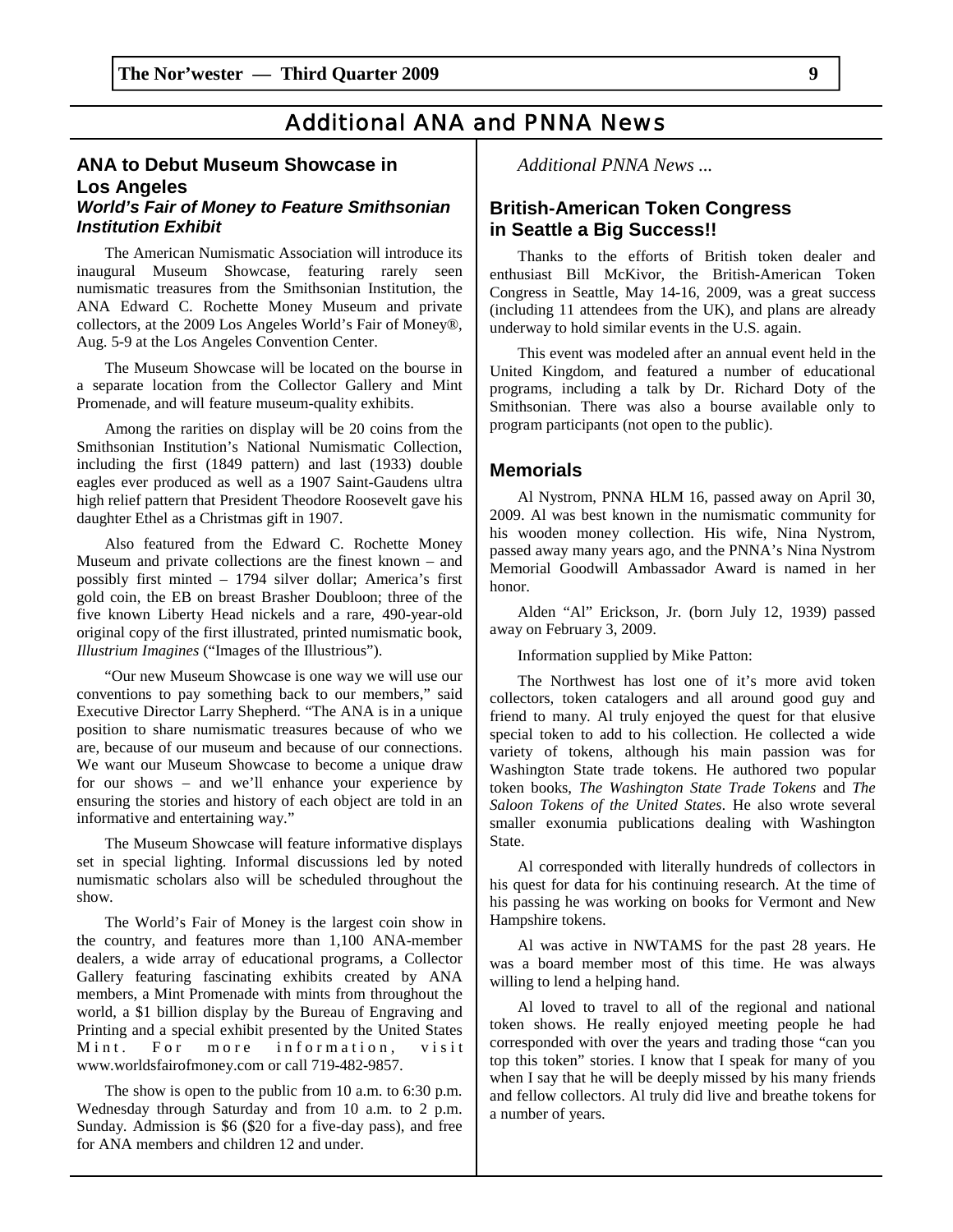# Additional ANA and PNNA News

## ANA to Debut Museum Showcase in Los Angeles

### *World's Fair of Money to Feature Smithsonian Institution Exhibit*

The American Numismatic Association will introduce its inaugural Museum Showcase, featuring rarely seen numismatic treasures from the Smithsonian Institution, the ANA Edward C. Rochette Money Museum and private collectors, at the 2009 Los Angeles World's Fair of Money®, Aug. 5-9 at the Los Angeles Convention Center.

The Museum Showcase will be located on the bourse in a separate location from the Collector Gallery and Mint Promenade, and will feature museum-quality exhibits.

Among the rarities on display will be 20 coins from the Smithsonian Institution's National Numismatic Collection, including the first (1849 pattern) and last (1933) double eagles ever produced as well as a 1907 Saint-Gaudens ultra high relief pattern that President Theodore Roosevelt gave his daughter Ethel as a Christmas gift in 1907.

Also featured from the Edward C. Rochette Money Museum and private collections are the finest known – and possibly first minted – 1794 silver dollar; America's first gold coin, the EB on breast Brasher Doubloon; three of the five known Liberty Head nickels and a rare, 490-year-old original copy of the first illustrated, printed numismatic book, *Illustrium Imagines* ("Images of the Illustrious").

"Our new Museum Showcase is one way we will use our conventions to pay something back to our members," said Executive Director Larry Shepherd. "The ANA is in a unique position to share numismatic treasures because of who we are, because of our museum and because of our connections. We want our Museum Showcase to become a unique draw for our shows – and we'll enhance your experience by ensuring the stories and history of each object are told in an informative and entertaining way."

The Museum Showcase will feature informative displays set in special lighting. Informal discussions led by noted numismatic scholars also will be scheduled throughout the show.

The World's Fair of Money is the largest coin show in the country, and features more than 1,100 ANA-member dealers, a wide array of educational programs, a Collector Gallery featuring fascinating exhibits created by ANA members, a Mint Promenade with mints from throughout the world, a $1 billion display by the Bureau of Engraving and Printing and a special exhibit presented by the United States Mint. For more information, visit www.worldsfairofmoney.com or call 719-482-9857.

The show is open to the public from 10 a.m. to 6:30 p.m. Wednesday through Saturday and from 10 a.m. to 2 p.m. Sunday. Admission is $6 ($20 for a five-day pass), and free for ANA members and children 12 and under.

*Additional PNNA News ...*

## British-American Token Congress in Seattle a Big Success!!

Thanks to the efforts of British token dealer and enthusiast Bill McKivor, the British-American Token Congress in Seattle, May 14-16, 2009, was a great success (including 11 attendees from the UK), and plans are already underway to hold similar events in the U.S. again.

This event was modeled after an annual event held in the United Kingdom, and featured a number of educational programs, including a talk by Dr. Richard Doty of the Smithsonian. There was also a bourse available only to program participants (not open to the public).

## Memorials

Al Nystrom, PNNA HLM 16, passed away on April 30, 2009. Al was best known in the numismatic community for his wooden money collection. His wife, Nina Nystrom, passed away many years ago, and the PNNA's Nina Nystrom Memorial Goodwill Ambassador Award is named in her honor.

Alden "Al" Erickson, Jr. (born July 12, 1939) passed away on February 3, 2009.

Information supplied by Mike Patton:

The Northwest has lost one of it's more avid token collectors, token catalogers and all around good guy and friend to many. Al truly enjoyed the quest for that elusive special token to add to his collection. He collected a wide variety of tokens, although his main passion was for Washington State trade tokens. He authored two popular token books, *The Washington State Trade Tokens* and *The Saloon Tokens of the United States*. He also wrote several smaller exonumia publications dealing with Washington State.

Al corresponded with literally hundreds of collectors in his quest for data for his continuing research. At the time of his passing he was working on books for Vermont and New Hampshire tokens.

Al was active in NWTAMS for the past 28 years. He was a board member most of this time. He was always willing to lend a helping hand.

Al loved to travel to all of the regional and national token shows. He really enjoyed meeting people he had corresponded with over the years and trading those "can you top this token" stories. I know that I speak for many of you when I say that he will be deeply missed by his many friends and fellow collectors. Al truly did live and breathe tokens for a number of years.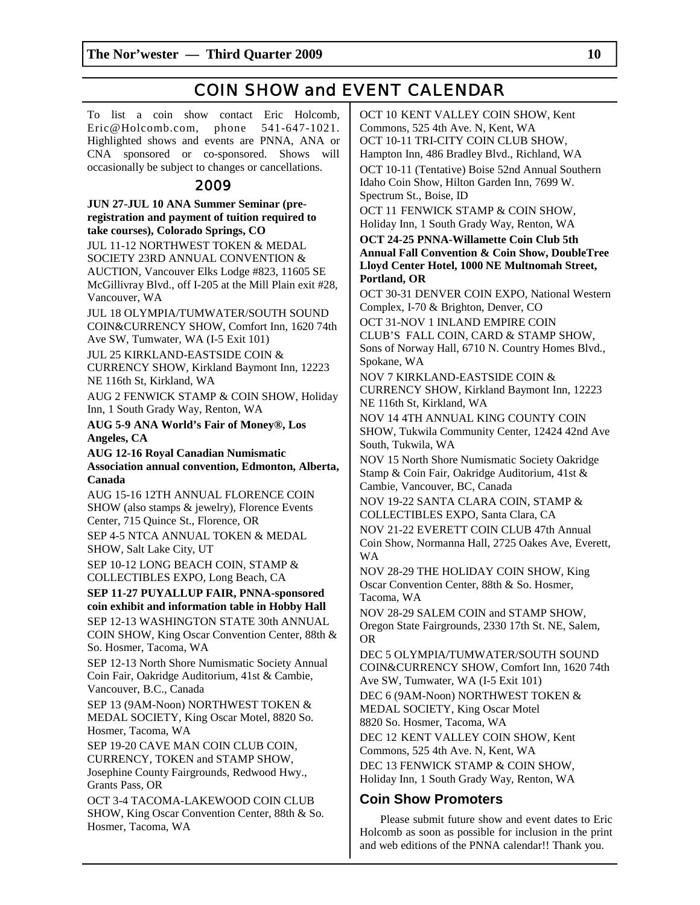# COIN SHOW and EVENT CALENDAR

To list a coin show contact Eric Holcomb, Eric@Holcomb.com, phone 541-647-1021. Highlighted shows and events are PNNA, ANA or CNA sponsored or co-sponsored. Shows will occasionally be subject to changes or cancellations.

## 2009

**JUN 27-JUL 10 ANA Summer Seminar (pre-registration and payment of tuition required to take courses), Colorado Springs, CO**

JUL 11-12 NORTHWEST TOKEN & MEDAL SOCIETY 23RD ANNUAL CONVENTION & AUCTION, Vancouver Elks Lodge #823, 11605 SE McGillivray Blvd., off I-205 at the Mill Plain exit #28, Vancouver, WA

JUL 18 OLYMPIA/TUMWATER/SOUTH SOUND COIN&CURRENCY SHOW, Comfort Inn, 1620 74th Ave SW, Tumwater, WA (I-5 Exit 101)

JUL 25 KIRKLAND-EASTSIDE COIN & CURRENCY SHOW, Kirkland Baymont Inn, 12223 NE 116th St, Kirkland, WA

AUG 2 FENWICK STAMP & COIN SHOW, Holiday Inn, 1 South Grady Way, Renton, WA

**AUG 5-9 ANA World's Fair of Money®, Los Angeles, CA**

**AUG 12-16 Royal Canadian Numismatic Association annual convention, Edmonton, Alberta, Canada**

AUG 15-16 12TH ANNUAL FLORENCE COIN SHOW (also stamps & jewelry), Florence Events Center, 715 Quince St., Florence, OR

SEP 4-5 NTCA ANNUAL TOKEN & MEDAL SHOW, Salt Lake City, UT

SEP 10-12 LONG BEACH COIN, STAMP & COLLECTIBLES EXPO, Long Beach, CA

**SEP 11-27 PUYALLUP FAIR, PNNA-sponsored coin exhibit and information table in Hobby Hall**

SEP 12-13 WASHINGTON STATE 30th ANNUAL COIN SHOW, King Oscar Convention Center, 88th & So. Hosmer, Tacoma, WA

SEP 12-13 North Shore Numismatic Society Annual Coin Fair, Oakridge Auditorium, 41st & Cambie, Vancouver, B.C., Canada

SEP 13 (9AM-Noon) NORTHWEST TOKEN & MEDAL SOCIETY, King Oscar Motel, 8820 So. Hosmer, Tacoma, WA

SEP 19-20 CAVE MAN COIN CLUB COIN, CURRENCY, TOKEN and STAMP SHOW, Josephine County Fairgrounds, Redwood Hwy., Grants Pass, OR

OCT 3-4 TACOMA-LAKEWOOD COIN CLUB SHOW, King Oscar Convention Center, 88th & So. Hosmer, Tacoma, WA

OCT 10 KENT VALLEY COIN SHOW, Kent Commons, 525 4th Ave. N, Kent, WA

OCT 10-11 TRI-CITY COIN CLUB SHOW, Hampton Inn, 486 Bradley Blvd., Richland, WA

OCT 10-11 (Tentative) Boise 52nd Annual Southern Idaho Coin Show, Hilton Garden Inn, 7699 W. Spectrum St., Boise, ID

OCT 11 FENWICK STAMP & COIN SHOW, Holiday Inn, 1 South Grady Way, Renton, WA

**OCT 24-25 PNNA-Willamette Coin Club 5th Annual Fall Convention & Coin Show, DoubleTree Lloyd Center Hotel, 1000 NE Multnomah Street, Portland, OR**

OCT 30-31 DENVER COIN EXPO, National Western Complex, I-70 & Brighton, Denver, CO

OCT 31-NOV 1 INLAND EMPIRE COIN CLUB'S FALL COIN, CARD & STAMP SHOW, Sons of Norway Hall, 6710 N. Country Homes Blvd., Spokane, WA

NOV 7 KIRKLAND-EASTSIDE COIN & CURRENCY SHOW, Kirkland Baymont Inn, 12223 NE 116th St, Kirkland, WA

NOV 14 4TH ANNUAL KING COUNTY COIN SHOW, Tukwila Community Center, 12424 42nd Ave South, Tukwila, WA

NOV 15 North Shore Numismatic Society Oakridge Stamp & Coin Fair, Oakridge Auditorium, 41st & Cambie, Vancouver, BC, Canada

NOV 19-22 SANTA CLARA COIN, STAMP & COLLECTIBLES EXPO, Santa Clara, CA

NOV 21-22 EVERETT COIN CLUB 47th Annual Coin Show, Normanna Hall, 2725 Oakes Ave, Everett, WA

NOV 28-29 THE HOLIDAY COIN SHOW, King Oscar Convention Center, 88th & So. Hosmer, Tacoma, WA

NOV 28-29 SALEM COIN and STAMP SHOW, Oregon State Fairgrounds, 2330 17th St. NE, Salem, OR

DEC 5 OLYMPIA/TUMWATER/SOUTH SOUND COIN&CURRENCY SHOW, Comfort Inn, 1620 74th Ave SW, Tumwater, WA (I-5 Exit 101)

DEC 6 (9AM-Noon) NORTHWEST TOKEN & MEDAL SOCIETY, King Oscar Motel 8820 So. Hosmer, Tacoma, WA

DEC 12 KENT VALLEY COIN SHOW, Kent Commons, 525 4th Ave. N, Kent, WA

DEC 13 FENWICK STAMP & COIN SHOW, Holiday Inn, 1 South Grady Way, Renton, WA

## Coin Show Promoters

Please submit future show and event dates to Eric Holcomb as soon as possible for inclusion in the print and web editions of the PNNA calendar!! Thank you.